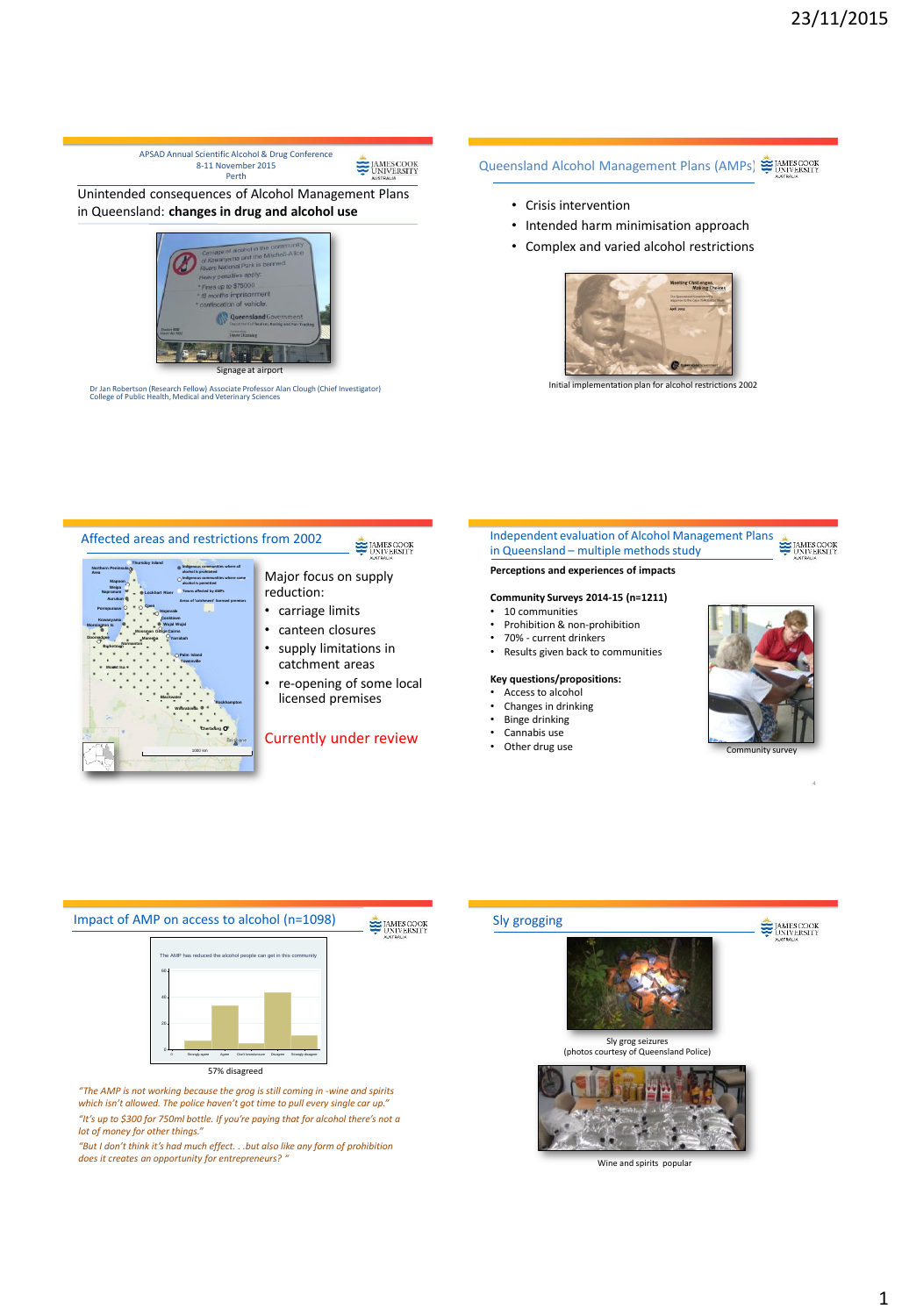APSAD Annual Scientific Alcohol & Drug Conference
8-11 November 2015
Perth

## Unintended consequences of Alcohol Management Plans in Queensland: **changes in drug and alcohol use**

Signage at airport

Dr Jan Robertson (Research Fellow) Associate Professor Alan Clough (Chief Investigator)
College of Public Health, Medical and Veterinary Sciences

## Queensland Alcohol Management Plans (AMPs)

- Crisis intervention
- Intended harm minimisation approach
- Complex and varied alcohol restrictions

Initial implementation plan for alcohol restrictions 2002

## Affected areas and restrictions from 2002

Major focus on supply reduction:

- carriage limits
- canteen closures
- supply limitations in catchment areas
- re-opening of some local licensed premises

Currently under review

## Independent evaluation of Alcohol Management Plans in Queensland – multiple methods study

**Perceptions and experiences of impacts**

**Community Surveys 2014-15 (n=1211)**

- 10 communities
- Prohibition & non-prohibition
- 70% - current drinkers
- Results given back to communities

**Key questions/propositions:**

- Access to alcohol
- Changes in drinking
- Binge drinking
- Cannabis use
- Other drug use

Community survey

## Impact of AMP on access to alcohol (n=1098)

57% disagreed

*"The AMP is not working because the grog is still coming in -wine and spirits which isn't allowed. The police haven't got time to pull every single car up."*

*"It's up to $300 for 750ml bottle. If you're paying that for alcohol there's not a lot of money for other things."*

*"But I don't think it's had much effect. . .but also like any form of prohibition does it creates an opportunity for entrepreneurs? "*

## Sly grogging

Sly grog seizures
(photos courtesy of Queensland Police)

Wine and spirits popular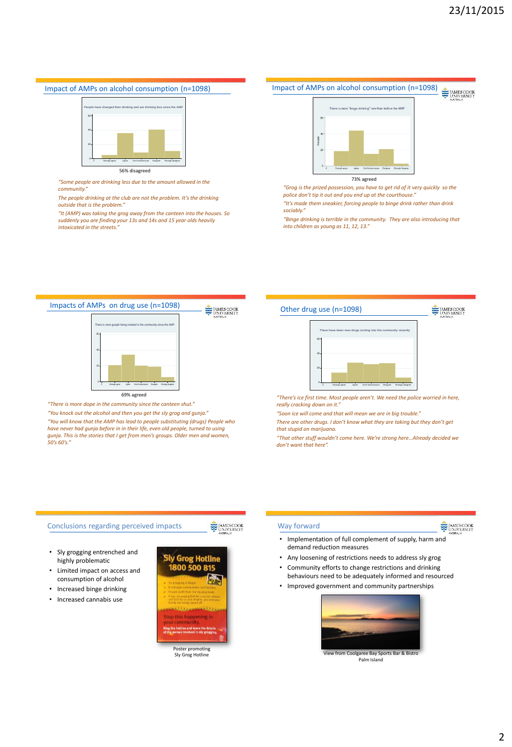## Impact of AMPs on alcohol consumption (n=1098)

People have changed their drinking and are drinking less since the AMP

56% disagreed

*"Some people are drinking less due to the amount allowed in the community."*

*The people drinking at the club are not the problem. It's the drinking outside that is the problem."*

*"It (AMP) was taking the grog away from the canteen into the houses. So suddenly you are finding your 13s and 14s and 15 year olds heavily intoxicated in the streets."*

## Impact of AMPs on alcohol consumption (n=1098)

There is more "binge drinking" now than before the AMP

73% agreed

*"Grog is the prized possession, you have to get rid of it very quickly so the police don't tip it out and you end up at the courthouse."*

*"It's made them sneakier, forcing people to binge drink rather than drink sociably."*

*"Binge drinking is terrible in the community. They are also introducing that into children as young as 11, 12, 13."*

## Impacts of AMPs on drug use (n=1098)

There is more gunjah being smoked in the community since the AMP

69% agreed

*"There is more dope in the community since the canteen shut."*

*"You knock out the alcohol and then you get the sly grog and gunja."*

*"You will know that the AMP has lead to people substituting (drugs) People who have never had gunja before in in their life, even old people, turned to using gunja. This is the stories that I get from men's groups. Older men and women, 50's 60's."*

## Other drug use (n=1098)

There have been new drugs coming into the community recently

*"There's ice first time. Most people aren't. We need the police worried in here, really cracking down on it."*

*"Soon ice will come and that will mean we are in big trouble."*

*There are other drugs. I don't know what they are taking but they don't get that stupid on marijuana.*

*"That other stuff wouldn't come here. We're strong here…Already decided we don't want that here".*

## Conclusions regarding perceived impacts

- Sly grogging entrenched and highly problematic
- Limited impact on access and consumption of alcohol
- Increased binge drinking
- Increased cannabis use

Poster promoting Sly Grog Hotline

## Way forward

- Implementation of full complement of supply, harm and demand reduction measures
- Any loosening of restrictions needs to address sly grog
- Community efforts to change restrictions and drinking behaviours need to be adequately informed and resourced
- Improved government and community partnerships

View from Coolgaree Bay Sports Bar & Bistro Palm Island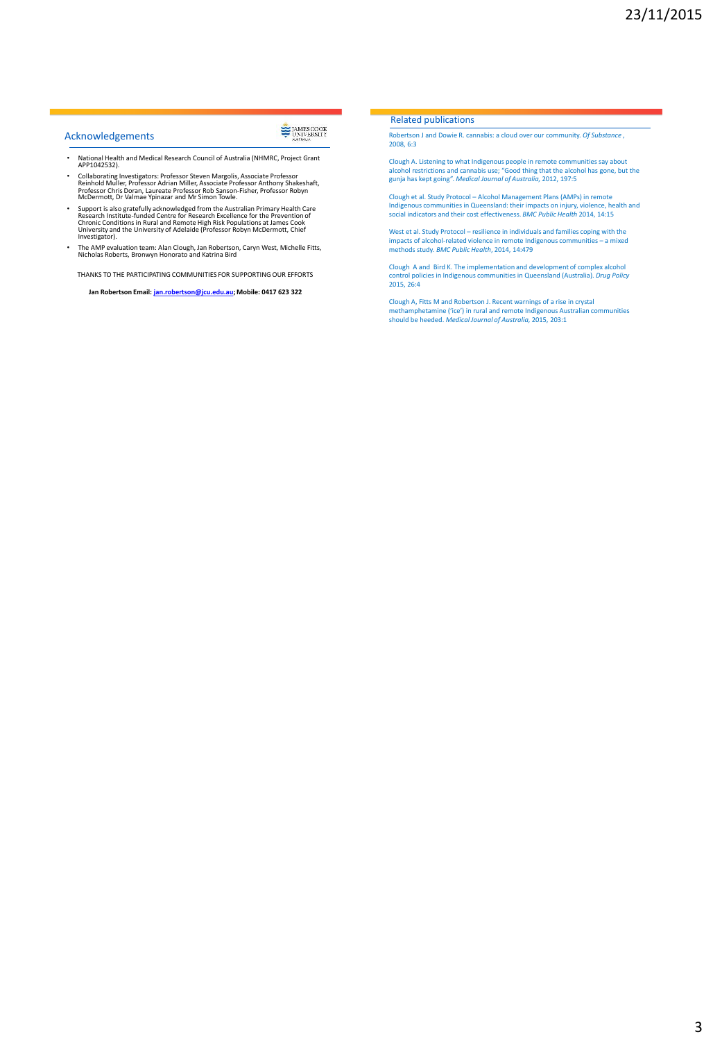## Acknowledgements

- National Health and Medical Research Council of Australia (NHMRC, Project Grant APP1042532).
- Collaborating Investigators: Professor Steven Margolis, Associate Professor Reinhold Muller, Professor Adrian Miller, Associate Professor Anthony Shakeshaft, Professor Chris Doran, Laureate Professor Rob Sanson-Fisher, Professor Robyn McDermott, Dr Valmae Ypinazar and Mr Simon Towle.
- Support is also gratefully acknowledged from the Australian Primary Health Care Research Institute-funded Centre for Research Excellence for the Prevention of Chronic Conditions in Rural and Remote High Risk Populations at James Cook University and the University of Adelaide (Professor Robyn McDermott, Chief Investigator).
- The AMP evaluation team: Alan Clough, Jan Robertson, Caryn West, Michelle Fitts, Nicholas Roberts, Bronwyn Honorato and Katrina Bird

THANKS TO THE PARTICIPATING COMMUNITIES FOR SUPPORTING OUR EFFORTS

**Jan Robertson Email: jan.robertson@jcu.edu.au; Mobile: 0417 623 322**

## Related publications

Robertson J and Dowie R. cannabis: a cloud over our community. *Of Substance*, 2008, 6:3

Clough A. Listening to what Indigenous people in remote communities say about alcohol restrictions and cannabis use; "Good thing that the alcohol has gone, but the gunja has kept going". *Medical Journal of Australia*, 2012, 197:5

Clough et al. Study Protocol – Alcohol Management Plans (AMPs) in remote Indigenous communities in Queensland: their impacts on injury, violence, health and social indicators and their cost effectiveness. *BMC Public Health* 2014, 14:15

West et al. Study Protocol – resilience in individuals and families coping with the impacts of alcohol-related violence in remote Indigenous communities – a mixed methods study. *BMC Public Health*, 2014, 14:479

Clough A and Bird K. The implementation and development of complex alcohol control policies in Indigenous communities in Queensland (Australia). *Drug Policy* 2015, 26:4

Clough A, Fitts M and Robertson J. Recent warnings of a rise in crystal methamphetamine ('ice') in rural and remote Indigenous Australian communities should be heeded. *Medical Journal of Australia*, 2015, 203:1